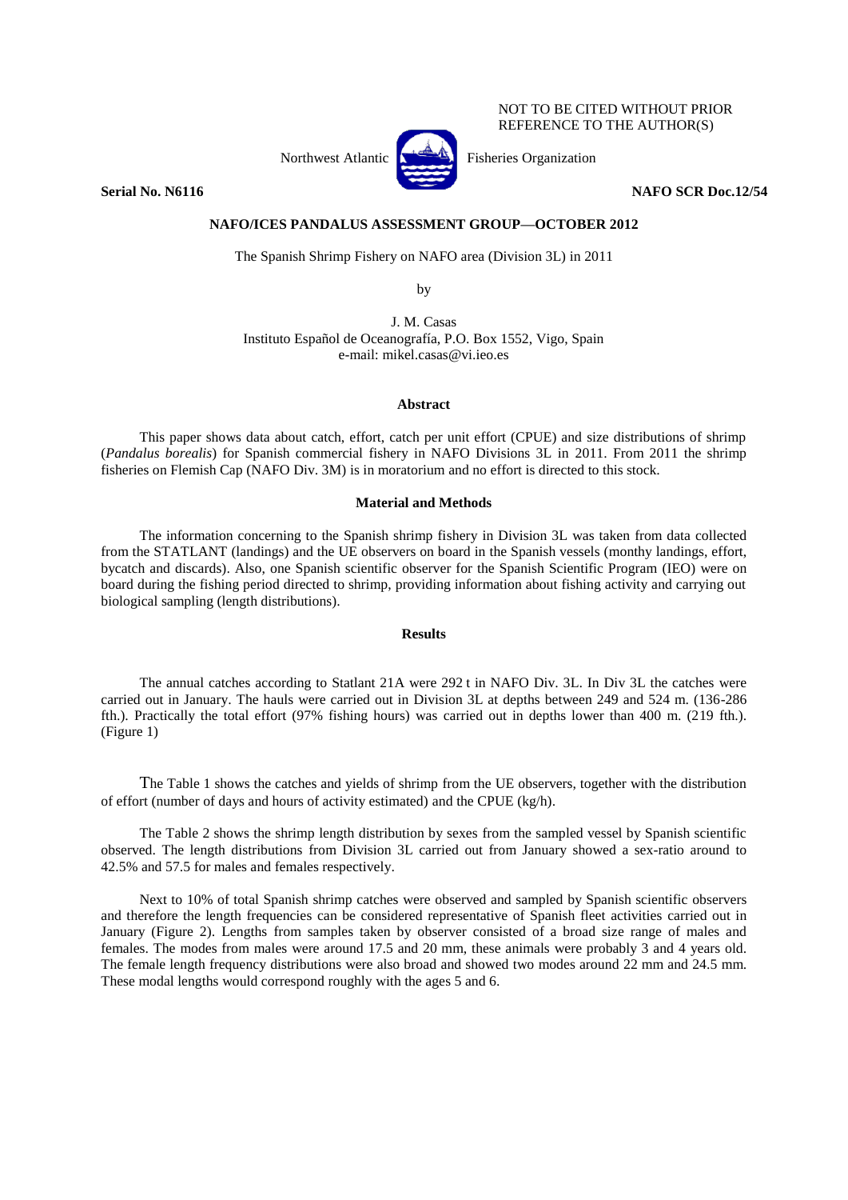NOT TO BE CITED WITHOUT PRIOR REFERENCE TO THE AUTHOR(S)

Northwest Atlantic Fisheries Organization

**Serial No. N6116** **NAFO SCR Doc.12/54**

**NAFO/ICES PANDALUS ASSESSMENT GROUP—OCTOBER 2012**

The Spanish Shrimp Fishery on NAFO area (Division 3L) in 2011

by

J. M. Casas
Instituto Español de Oceanografía, P.O. Box 1552, Vigo, Spain
e-mail: mikel.casas@vi.ieo.es

## Abstract

This paper shows data about catch, effort, catch per unit effort (CPUE) and size distributions of shrimp (*Pandalus borealis*) for Spanish commercial fishery in NAFO Divisions 3L in 2011. From 2011 the shrimp fisheries on Flemish Cap (NAFO Div. 3M) is in moratorium and no effort is directed to this stock.

## Material and Methods

The information concerning to the Spanish shrimp fishery in Division 3L was taken from data collected from the STATLANT (landings) and the UE observers on board in the Spanish vessels (monthy landings, effort, bycatch and discards). Also, one Spanish scientific observer for the Spanish Scientific Program (IEO) were on board during the fishing period directed to shrimp, providing information about fishing activity and carrying out biological sampling (length distributions).

## Results

The annual catches according to Statlant 21A were 292 t in NAFO Div. 3L. In Div 3L the catches were carried out in January. The hauls were carried out in Division 3L at depths between 249 and 524 m. (136-286 fth.). Practically the total effort (97% fishing hours) was carried out in depths lower than 400 m. (219 fth.). (Figure 1)

The Table 1 shows the catches and yields of shrimp from the UE observers, together with the distribution of effort (number of days and hours of activity estimated) and the CPUE (kg/h).

The Table 2 shows the shrimp length distribution by sexes from the sampled vessel by Spanish scientific observed. The length distributions from Division 3L carried out from January showed a sex-ratio around to 42.5% and 57.5 for males and females respectively.

Next to 10% of total Spanish shrimp catches were observed and sampled by Spanish scientific observers and therefore the length frequencies can be considered representative of Spanish fleet activities carried out in January (Figure 2). Lengths from samples taken by observer consisted of a broad size range of males and females. The modes from males were around 17.5 and 20 mm, these animals were probably 3 and 4 years old. The female length frequency distributions were also broad and showed two modes around 22 mm and 24.5 mm. These modal lengths would correspond roughly with the ages 5 and 6.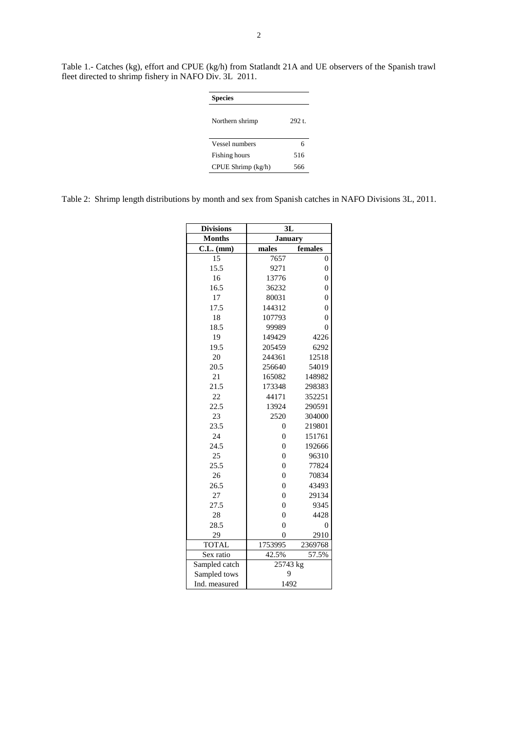Table 1.- Catches (kg), effort and CPUE (kg/h) from Statlandt 21A and UE observers of the Spanish trawl fleet directed to shrimp fishery in NAFO Div. 3L 2011.

| **Species** | |
|---|---|
| Northern shrimp | 292 t. |
| Vessel numbers | 6 |
| Fishing hours | 516 |
| CPUE Shrimp (kg/h) | 566 |

Table 2: Shrimp length distributions by month and sex from Spanish catches in NAFO Divisions 3L, 2011.

| **Divisions** | **3L** | |
|---|---|---|
| **Months** | **January** | |
| **C.L. (mm)** | **males** | **females** |
| 15 | 7657 | 0 |
| 15.5 | 9271 | 0 |
| 16 | 13776 | 0 |
| 16.5 | 36232 | 0 |
| 17 | 80031 | 0 |
| 17.5 | 144312 | 0 |
| 18 | 107793 | 0 |
| 18.5 | 99989 | 0 |
| 19 | 149429 | 4226 |
| 19.5 | 205459 | 6292 |
| 20 | 244361 | 12518 |
| 20.5 | 256640 | 54019 |
| 21 | 165082 | 148982 |
| 21.5 | 173348 | 298383 |
| 22 | 44171 | 352251 |
| 22.5 | 13924 | 290591 |
| 23 | 2520 | 304000 |
| 23.5 | 0 | 219801 |
| 24 | 0 | 151761 |
| 24.5 | 0 | 192666 |
| 25 | 0 | 96310 |
| 25.5 | 0 | 77824 |
| 26 | 0 | 70834 |
| 26.5 | 0 | 43493 |
| 27 | 0 | 29134 |
| 27.5 | 0 | 9345 |
| 28 | 0 | 4428 |
| 28.5 | 0 | 0 |
| 29 | 0 | 2910 |
| TOTAL | 1753995 | 2369768 |
| Sex ratio | 42.5% | 57.5% |
| Sampled catch | 25743 kg | |
| Sampled tows | 9 | |
| Ind. measured | 1492 | |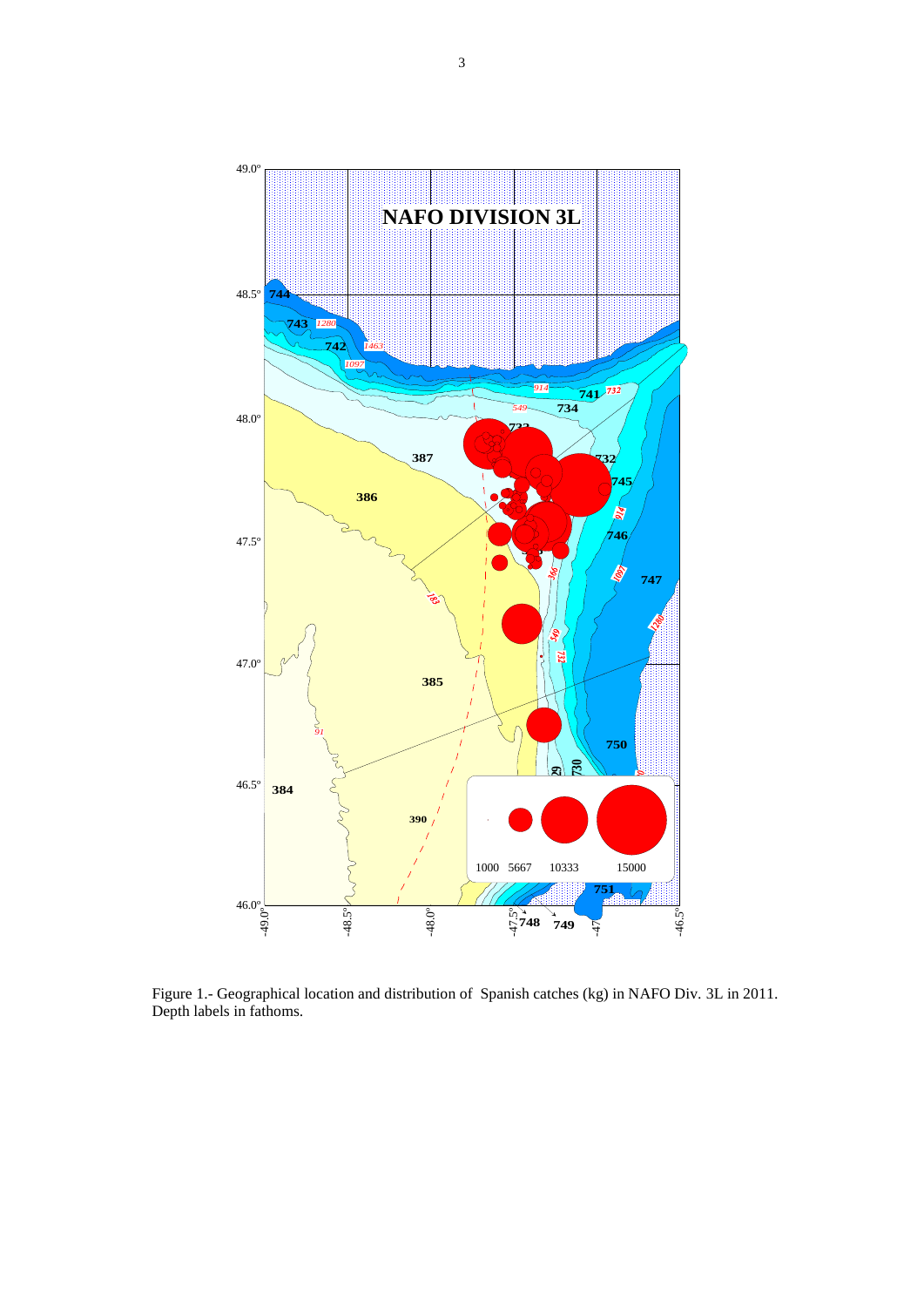Figure 1.- Geographical location and distribution of Spanish catches (kg) in NAFO Div. 3L in 2011. Depth labels in fathoms.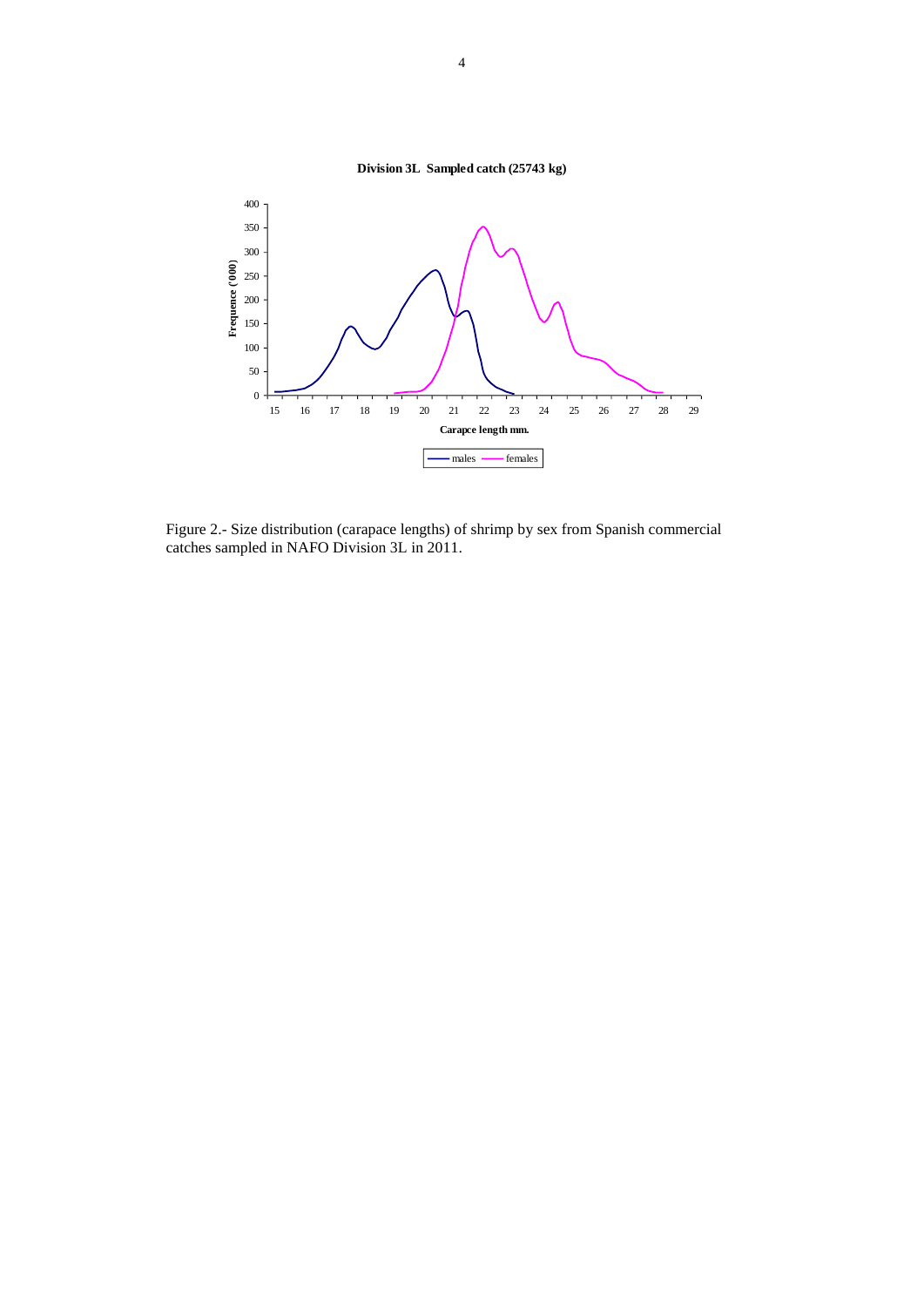**Division 3L Sampled catch (25743 kg)**

400
350
300
250
200
150
100
50
0

Frequence ('000)

15 16 17 18 19 20 21 22 23 24 25 26 27 28 29

Carapce length mm.

males females

Figure 2.- Size distribution (carapace lengths) of shrimp by sex from Spanish commercial catches sampled in NAFO Division 3L in 2011.